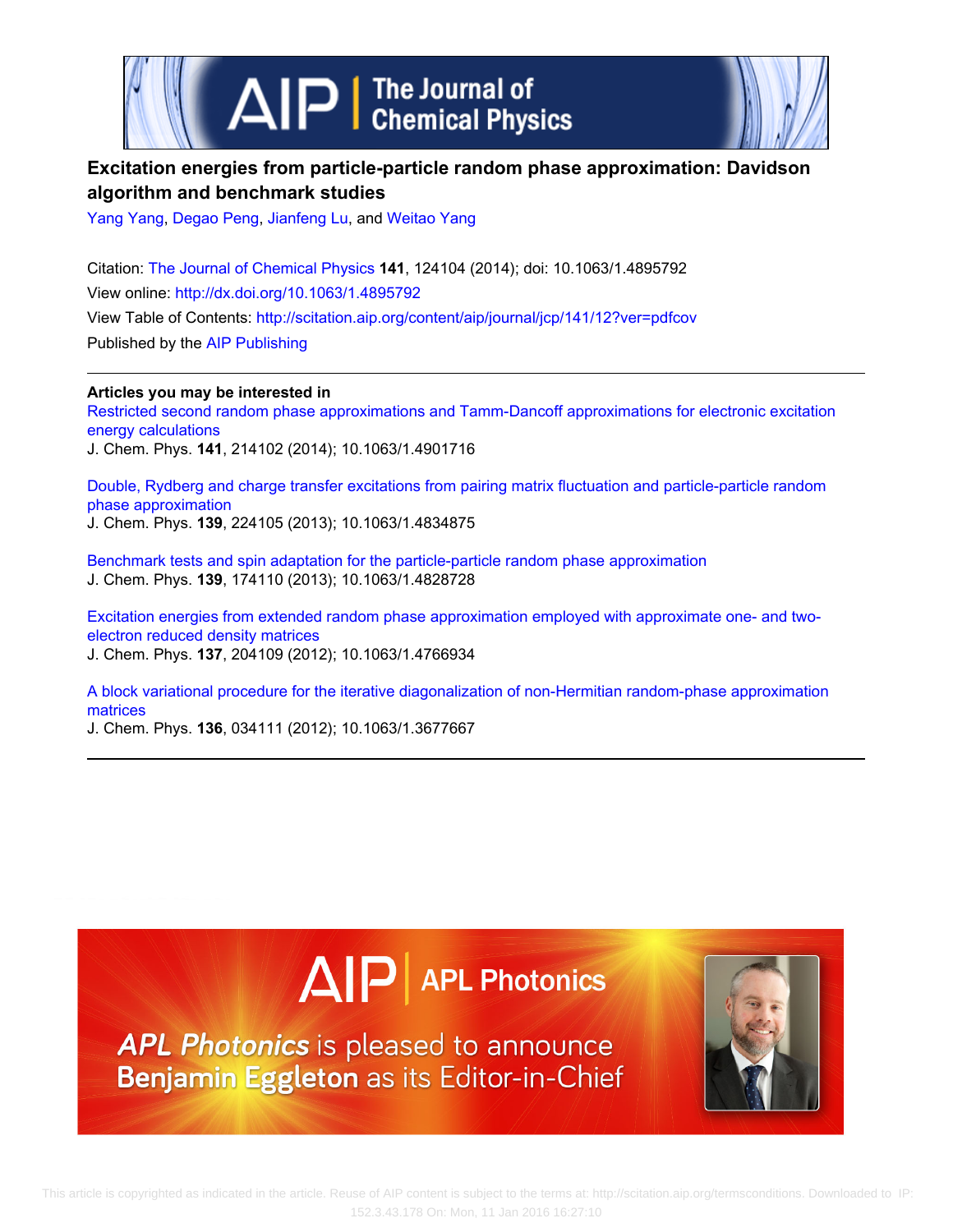# Excitation energies from particle-particle random phase approximation: Davidson algorithm and benchmark studies

Yang Yang, Degao Peng, Jianfeng Lu, and Weitao Yang

Citation: The Journal of Chemical Physics **141**, 124104 (2014); doi: 10.1063/1.4895792

View online: http://dx.doi.org/10.1063/1.4895792

View Table of Contents: http://scitation.aip.org/content/aip/journal/jcp/141/12?ver=pdfcov

Published by the AIP Publishing

---

**Articles you may be interested in**

Restricted second random phase approximations and Tamm-Dancoff approximations for electronic excitation energy calculations
J. Chem. Phys. **141**, 214102 (2014); 10.1063/1.4901716

Double, Rydberg and charge transfer excitations from pairing matrix fluctuation and particle-particle random phase approximation
J. Chem. Phys. **139**, 224105 (2013); 10.1063/1.4834875

Benchmark tests and spin adaptation for the particle-particle random phase approximation
J. Chem. Phys. **139**, 174110 (2013); 10.1063/1.4828728

Excitation energies from extended random phase approximation employed with approximate one- and two-electron reduced density matrices
J. Chem. Phys. **137**, 204109 (2012); 10.1063/1.4766934

A block variational procedure for the iterative diagonalization of non-Hermitian random-phase approximation matrices
J. Chem. Phys. **136**, 034111 (2012); 10.1063/1.3677667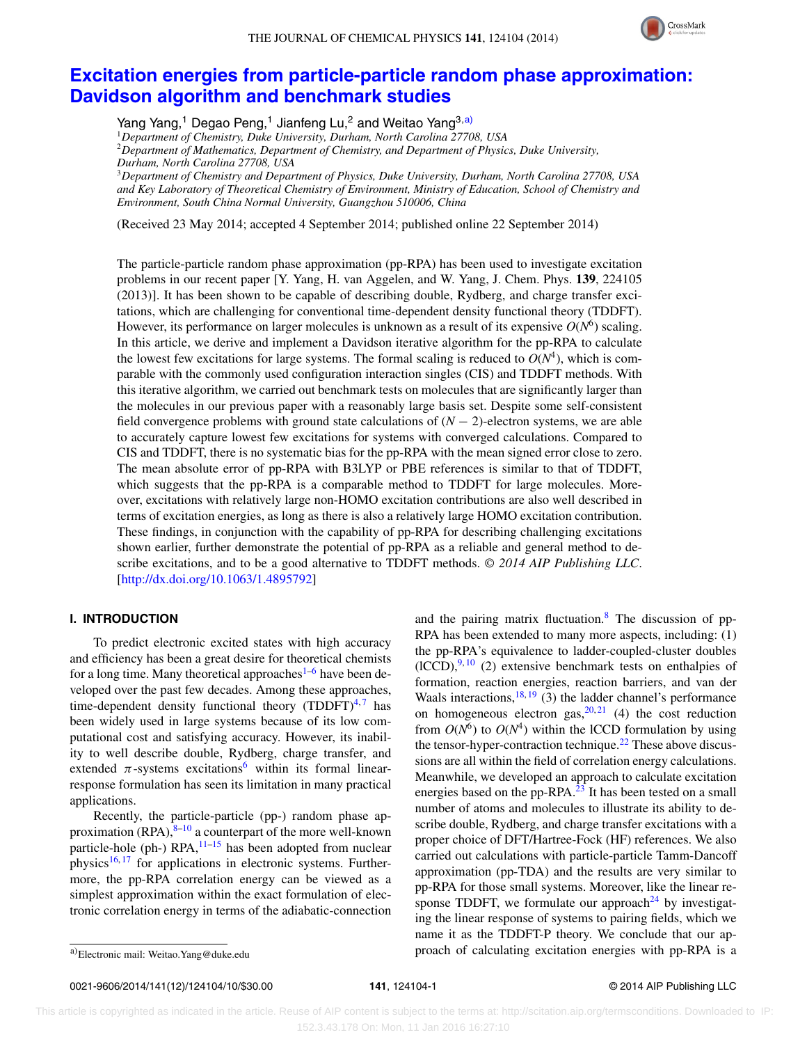# Excitation energies from particle-particle random phase approximation: Davidson algorithm and benchmark studies

Yang Yang,[1] Degao Peng,[1] Jianfeng Lu,[2] and Weitao Yang[3,a)]

[1]*Department of Chemistry, Duke University, Durham, North Carolina 27708, USA*
[2]*Department of Mathematics, Department of Chemistry, and Department of Physics, Duke University, Durham, North Carolina 27708, USA*
[3]*Department of Chemistry and Department of Physics, Duke University, Durham, North Carolina 27708, USA and Key Laboratory of Theoretical Chemistry of Environment, Ministry of Education, School of Chemistry and Environment, South China Normal University, Guangzhou 510006, China*

(Received 23 May 2014; accepted 4 September 2014; published online 22 September 2014)

The particle-particle random phase approximation (pp-RPA) has been used to investigate excitation problems in our recent paper [Y. Yang, H. van Aggelen, and W. Yang, J. Chem. Phys. **139**, 224105 (2013)]. It has been shown to be capable of describing double, Rydberg, and charge transfer excitations, which are challenging for conventional time-dependent density functional theory (TDDFT). However, its performance on larger molecules is unknown as a result of its expensive $O(N^6)$ scaling. In this article, we derive and implement a Davidson iterative algorithm for the pp-RPA to calculate the lowest few excitations for large systems. The formal scaling is reduced to $O(N^4)$, which is comparable with the commonly used configuration interaction singles (CIS) and TDDFT methods. With this iterative algorithm, we carried out benchmark tests on molecules that are significantly larger than the molecules in our previous paper with a reasonably large basis set. Despite some self-consistent field convergence problems with ground state calculations of $(N-2)$-electron systems, we are able to accurately capture lowest few excitations for systems with converged calculations. Compared to CIS and TDDFT, there is no systematic bias for the pp-RPA with the mean signed error close to zero. The mean absolute error of pp-RPA with B3LYP or PBE references is similar to that of TDDFT, which suggests that the pp-RPA is a comparable method to TDDFT for large molecules. Moreover, excitations with relatively large non-HOMO excitation contributions are also well described in terms of excitation energies, as long as there is also a relatively large HOMO excitation contribution. These findings, in conjunction with the capability of pp-RPA for describing challenging excitations shown earlier, further demonstrate the potential of pp-RPA as a reliable and general method to describe excitations, and to be a good alternative to TDDFT methods. *© 2014 AIP Publishing LLC.* [http://dx.doi.org/10.1063/1.4895792]

## I. INTRODUCTION

To predict electronic excited states with high accuracy and efficiency has been a great desire for theoretical chemists for a long time. Many theoretical approaches[1–6] have been developed over the past few decades. Among these approaches, time-dependent density functional theory (TDDFT)[4,7] has been widely used in large systems because of its low computational cost and satisfying accuracy. However, its inability to well describe double, Rydberg, charge transfer, and extended $\pi$-systems excitations[6] within its formal linear-response formulation has seen its limitation in many practical applications.

Recently, the particle-particle (pp-) random phase approximation (RPA),[8–10] a counterpart of the more well-known particle-hole (ph-) RPA,[11–15] has been adopted from nuclear physics[16,17] for applications in electronic systems. Furthermore, the pp-RPA correlation energy can be viewed as a simplest approximation within the exact formulation of electronic correlation energy in terms of the adiabatic-connection and the pairing matrix fluctuation.[8] The discussion of pp-RPA has been extended to many more aspects, including: (1) the pp-RPA's equivalence to ladder-coupled-cluster doubles (lCCD),[9,10] (2) extensive benchmark tests on enthalpies of formation, reaction energies, reaction barriers, and van der Waals interactions,[18,19] (3) the ladder channel's performance on homogeneous electron gas,[20,21] (4) the cost reduction from $O(N^6)$ to $O(N^4)$ within the lCCD formulation by using the tensor-hyper-contraction technique.[22] These above discussions are all within the field of correlation energy calculations. Meanwhile, we developed an approach to calculate excitation energies based on the pp-RPA.[23] It has been tested on a small number of atoms and molecules to illustrate its ability to describe double, Rydberg, and charge transfer excitations with a proper choice of DFT/Hartree-Fock (HF) references. We also carried out calculations with particle-particle Tamm-Dancoff approximation (pp-TDA) and the results are very similar to pp-RPA for those small systems. Moreover, like the linear response TDDFT, we formulate our approach[24] by investigating the linear response of systems to pairing fields, which we name it as the TDDFT-P theory. We conclude that our approach of calculating excitation energies with pp-RPA is a

a)Electronic mail: Weitao.Yang@duke.edu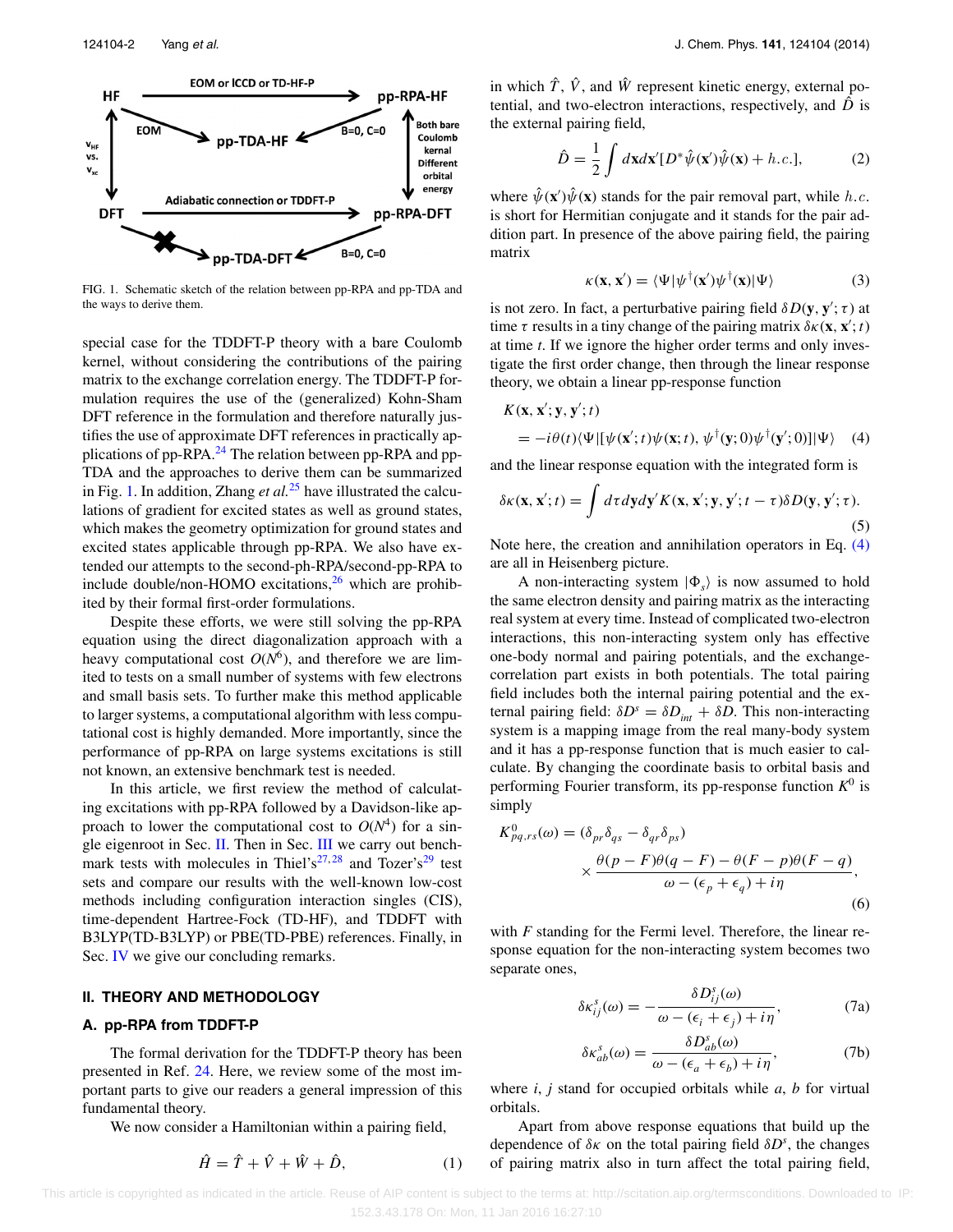FIG. 1. Schematic sketch of the relation between pp-RPA and pp-TDA and the ways to derive them.

special case for the TDDFT-P theory with a bare Coulomb kernel, without considering the contributions of the pairing matrix to the exchange correlation energy. The TDDFT-P formulation requires the use of the (generalized) Kohn-Sham DFT reference in the formulation and therefore naturally justifies the use of approximate DFT references in practically applications of pp-RPA.[24] The relation between pp-RPA and pp-TDA and the approaches to derive them can be summarized in Fig. 1. In addition, Zhang *et al.*[25] have illustrated the calculations of gradient for excited states as well as ground states, which makes the geometry optimization for ground states and excited states applicable through pp-RPA. We also have extended our attempts to the second-ph-RPA/second-pp-RPA to include double/non-HOMO excitations,[26] which are prohibited by their formal first-order formulations.

Despite these efforts, we were still solving the pp-RPA equation using the direct diagonalization approach with a heavy computational cost $O(N^6)$, and therefore we are limited to tests on a small number of systems with few electrons and small basis sets. To further make this method applicable to larger systems, a computational algorithm with less computational cost is highly demanded. More importantly, since the performance of pp-RPA on large systems excitations is still not known, an extensive benchmark test is needed.

In this article, we first review the method of calculating excitations with pp-RPA followed by a Davidson-like approach to lower the computational cost to $O(N^4)$ for a single eigenroot in Sec. II. Then in Sec. III we carry out benchmark tests with molecules in Thiel's[27,28] and Tozer's[29] test sets and compare our results with the well-known low-cost methods including configuration interaction singles (CIS), time-dependent Hartree-Fock (TD-HF), and TDDFT with B3LYP(TD-B3LYP) or PBE(TD-PBE) references. Finally, in Sec. IV we give our concluding remarks.

## II. THEORY AND METHODOLOGY

### A. pp-RPA from TDDFT-P

The formal derivation for the TDDFT-P theory has been presented in Ref. 24. Here, we review some of the most important parts to give our readers a general impression of this fundamental theory.

We now consider a Hamiltonian within a pairing field,

$$\hat{H} = \hat{T} + \hat{V} + \hat{W} + \hat{D}, \tag{1}$$

in which $\hat{T}$, $\hat{V}$, and $\hat{W}$ represent kinetic energy, external potential, and two-electron interactions, respectively, and $\hat{D}$ is the external pairing field,

$$\hat{D} = \frac{1}{2}\int d\mathbf{x}d\mathbf{x}'[D^*\hat{\psi}(\mathbf{x}')\hat{\psi}(\mathbf{x}) + h.c.], \tag{2}$$

where $\hat{\psi}(\mathbf{x}')\hat{\psi}(\mathbf{x})$ stands for the pair removal part, while $h.c.$ is short for Hermitian conjugate and it stands for the pair addition part. In presence of the above pairing field, the pairing matrix

$$\kappa(\mathbf{x}, \mathbf{x}') = \langle\Psi|\psi^\dagger(\mathbf{x}')\psi^\dagger(\mathbf{x})|\Psi\rangle \tag{3}$$

is not zero. In fact, a perturbative pairing field $\delta D(\mathbf{y}, \mathbf{y}'; \tau)$ at time $\tau$ results in a tiny change of the pairing matrix $\delta\kappa(\mathbf{x}, \mathbf{x}'; t)$ at time $t$. If we ignore the higher order terms and only investigate the first order change, then through the linear response theory, we obtain a linear pp-response function

$$\begin{aligned} &K(\mathbf{x}, \mathbf{x}'; \mathbf{y}, \mathbf{y}'; t) \\ &\quad = -i\theta(t)\langle\Psi|[\psi(\mathbf{x}'; t)\psi(\mathbf{x}; t), \psi^\dagger(\mathbf{y}; 0)\psi^\dagger(\mathbf{y}'; 0)]|\Psi\rangle \end{aligned} \tag{4}$$

and the linear response equation with the integrated form is

$$\delta\kappa(\mathbf{x}, \mathbf{x}'; t) = \int d\tau d\mathbf{y}d\mathbf{y}' K(\mathbf{x}, \mathbf{x}'; \mathbf{y}, \mathbf{y}'; t - \tau)\delta D(\mathbf{y}, \mathbf{y}'; \tau). \tag{5}$$

Note here, the creation and annihilation operators in Eq. (4) are all in Heisenberg picture.

A non-interacting system $|\Phi_s\rangle$ is now assumed to hold the same electron density and pairing matrix as the interacting real system at every time. Instead of complicated two-electron interactions, this non-interacting system only has effective one-body normal and pairing potentials, and the exchange-correlation part exists in both potentials. The total pairing field includes both the internal pairing potential and the external pairing field: $\delta D^s = \delta D_{int} + \delta D$. This non-interacting system is a mapping image from the real many-body system and it has a pp-response function that is much easier to calculate. By changing the coordinate basis to orbital basis and performing Fourier transform, its pp-response function $K^0$ is simply

$$\begin{aligned} K^0_{pq,rs}(\omega) = &(\delta_{pr}\delta_{qs} - \delta_{qr}\delta_{ps}) \\ &\times \frac{\theta(p - F)\theta(q - F) - \theta(F - p)\theta(F - q)}{\omega - (\epsilon_p + \epsilon_q) + i\eta}, \end{aligned} \tag{6}$$

with $F$ standing for the Fermi level. Therefore, the linear response equation for the non-interacting system becomes two separate ones,

$$\delta\kappa^s_{ij}(\omega) = -\frac{\delta D^s_{ij}(\omega)}{\omega - (\epsilon_i + \epsilon_j) + i\eta}, \tag{7a}$$

$$\delta\kappa^s_{ab}(\omega) = \frac{\delta D^s_{ab}(\omega)}{\omega - (\epsilon_a + \epsilon_b) + i\eta}, \tag{7b}$$

where $i$, $j$ stand for occupied orbitals while $a$, $b$ for virtual orbitals.

Apart from above response equations that build up the dependence of $\delta\kappa$ on the total pairing field $\delta D^s$, the changes of pairing matrix also in turn affect the total pairing field,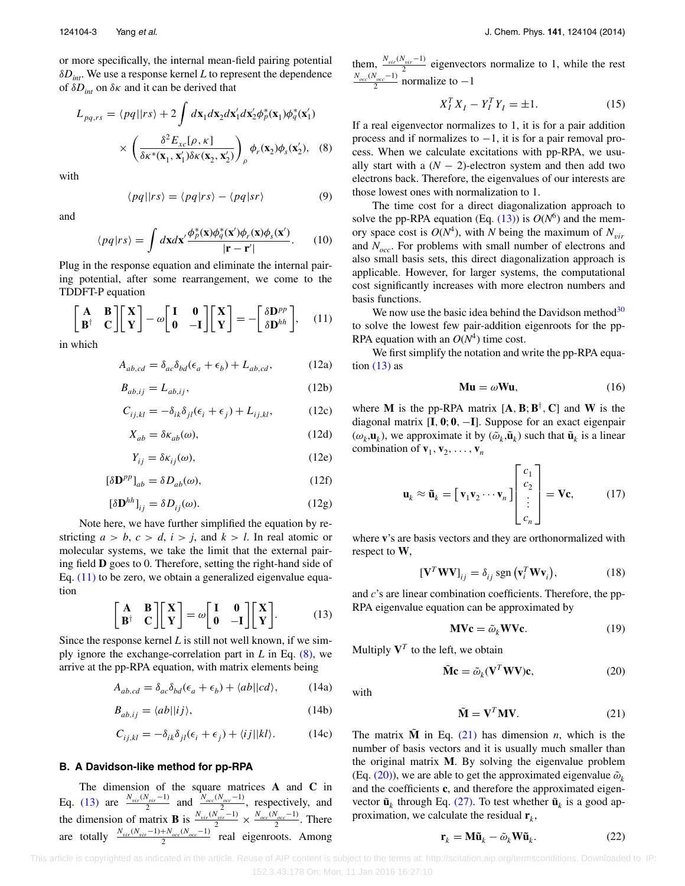or more specifically, the internal mean-field pairing potential $\delta D_{int}$. We use a response kernel $L$ to represent the dependence of $\delta D_{int}$ on $\delta\kappa$ and it can be derived that

$$L_{pq,rs} = \langle pq||rs\rangle + 2\int d\mathbf{x}_1 d\mathbf{x}_2 d\mathbf{x}_1' d\mathbf{x}_2' \phi_p^*(\mathbf{x}_1)\phi_q^*(\mathbf{x}_1') \times \left(\frac{\delta^2 E_{xc}[\rho,\kappa]}{\delta\kappa^*(\mathbf{x}_1,\mathbf{x}_1')\delta\kappa(\mathbf{x}_2,\mathbf{x}_2')}\right)_\rho \phi_r(\mathbf{x}_2)\phi_s(\mathbf{x}_2'), \quad (8)$$

with

$$\langle pq||rs\rangle = \langle pq|rs\rangle - \langle pq|sr\rangle \quad (9)$$

and

$$\langle pq|rs\rangle = \int d\mathbf{x}d\mathbf{x}' \frac{\phi_p^*(\mathbf{x})\phi_q^*(\mathbf{x}')\phi_r(\mathbf{x})\phi_s(\mathbf{x}')}{|\mathbf{r}-\mathbf{r}'|}. \quad (10)$$

Plug in the response equation and eliminate the internal pairing potential, after some rearrangement, we come to the TDDFT-P equation

$$\begin{bmatrix} \mathbf{A} & \mathbf{B} \\ \mathbf{B}^\dagger & \mathbf{C} \end{bmatrix}\begin{bmatrix} \mathbf{X} \\ \mathbf{Y} \end{bmatrix} - \omega\begin{bmatrix} \mathbf{I} & \mathbf{0} \\ \mathbf{0} & -\mathbf{I} \end{bmatrix}\begin{bmatrix} \mathbf{X} \\ \mathbf{Y} \end{bmatrix} = -\begin{bmatrix} \delta\mathbf{D}^{pp} \\ \delta\mathbf{D}^{hh} \end{bmatrix}, \quad (11)$$

in which

$$A_{ab,cd} = \delta_{ac}\delta_{bd}(\epsilon_a + \epsilon_b) + L_{ab,cd}, \quad (12a)$$

$$B_{ab,ij} = L_{ab,ij}, \quad (12b)$$

$$C_{ij,kl} = -\delta_{ik}\delta_{jl}(\epsilon_i + \epsilon_j) + L_{ij,kl}, \quad (12c)$$

$$X_{ab} = \delta\kappa_{ab}(\omega), \quad (12d)$$

$$Y_{ij} = \delta\kappa_{ij}(\omega), \quad (12e)$$

$$[\delta\mathbf{D}^{pp}]_{ab} = \delta D_{ab}(\omega), \quad (12f)$$

$$[\delta\mathbf{D}^{hh}]_{ij} = \delta D_{ij}(\omega). \quad (12g)$$

Note here, we have further simplified the equation by restricting $a > b$, $c > d$, $i > j$, and $k > l$. In real atomic or molecular systems, we take the limit that the external pairing field $\mathbf{D}$ goes to 0. Therefore, setting the right-hand side of Eq. (11) to be zero, we obtain a generalized eigenvalue equation

$$\begin{bmatrix} \mathbf{A} & \mathbf{B} \\ \mathbf{B}^\dagger & \mathbf{C} \end{bmatrix}\begin{bmatrix} \mathbf{X} \\ \mathbf{Y} \end{bmatrix} = \omega\begin{bmatrix} \mathbf{I} & \mathbf{0} \\ \mathbf{0} & -\mathbf{I} \end{bmatrix}\begin{bmatrix} \mathbf{X} \\ \mathbf{Y} \end{bmatrix}. \quad (13)$$

Since the response kernel $L$ is still not well known, if we simply ignore the exchange-correlation part in $L$ in Eq. (8), we arrive at the pp-RPA equation, with matrix elements being

$$A_{ab,cd} = \delta_{ac}\delta_{bd}(\epsilon_a + \epsilon_b) + \langle ab||cd\rangle, \quad (14a)$$

$$B_{ab,ij} = \langle ab||ij\rangle, \quad (14b)$$

$$C_{ij,kl} = -\delta_{ik}\delta_{jl}(\epsilon_i + \epsilon_j) + \langle ij||kl\rangle. \quad (14c)$$

### B. A Davidson-like method for pp-RPA

The dimension of the square matrices $\mathbf{A}$ and $\mathbf{C}$ in Eq. (13) are $\frac{N_{vir}(N_{vir}-1)}{2}$ and $\frac{N_{occ}(N_{occ}-1)}{2}$, respectively, and the dimension of matrix $\mathbf{B}$ is $\frac{N_{vir}(N_{vir}-1)}{2} \times \frac{N_{occ}(N_{occ}-1)}{2}$. There are totally $\frac{N_{vir}(N_{vir}-1)+N_{occ}(N_{occ}-1)}{2}$ real eigenroots. Among them, $\frac{N_{vir}(N_{vir}-1)}{2}$ eigenvectors normalize to 1, while the rest $\frac{N_{occ}(N_{occ}-1)}{2}$ normalize to $-1$

$$X_I^T X_I - Y_I^T Y_I = \pm 1. \quad (15)$$

If a real eigenvector normalizes to 1, it is for a pair addition process and if normalizes to $-1$, it is for a pair removal process. When we calculate excitations with pp-RPA, we usually start with a $(N-2)$-electron system and then add two electrons back. Therefore, the eigenvalues of our interests are those lowest ones with normalization to 1.

The time cost for a direct diagonalization approach to solve the pp-RPA equation (Eq. (13)) is $O(N^6)$ and the memory space cost is $O(N^4)$, with $N$ being the maximum of $N_{vir}$ and $N_{occ}$. For problems with small number of electrons and also small basis sets, this direct diagonalization approach is applicable. However, for larger systems, the computational cost significantly increases with more electron numbers and basis functions.

We now use the basic idea behind the Davidson method[30] to solve the lowest few pair-addition eigenroots for the pp-RPA equation with an $O(N^4)$ time cost.

We first simplify the notation and write the pp-RPA equation (13) as

$$\mathbf{M}\mathbf{u} = \omega\mathbf{W}\mathbf{u}, \quad (16)$$

where $\mathbf{M}$ is the pp-RPA matrix $[\mathbf{A}, \mathbf{B}; \mathbf{B}^\dagger, \mathbf{C}]$ and $\mathbf{W}$ is the diagonal matrix $[\mathbf{I}, \mathbf{0}; \mathbf{0}, -\mathbf{I}]$. Suppose for an exact eigenpair $(\omega_k, \mathbf{u}_k)$, we approximate it by $(\tilde{\omega}_k, \tilde{\mathbf{u}}_k)$ such that $\tilde{\mathbf{u}}_k$ is a linear combination of $\mathbf{v}_1, \mathbf{v}_2, \ldots, \mathbf{v}_n$

$$\mathbf{u}_k \approx \tilde{\mathbf{u}}_k = \begin{bmatrix} \mathbf{v}_1 \mathbf{v}_2 \cdots \mathbf{v}_n \end{bmatrix}\begin{bmatrix} c_1 \\ c_2 \\ \vdots \\ c_n \end{bmatrix} = \mathbf{V}\mathbf{c}, \quad (17)$$

where $\mathbf{v}$'s are basis vectors and they are orthonormalized with respect to $\mathbf{W}$,

$$[\mathbf{V}^T\mathbf{W}\mathbf{V}]_{ij} = \delta_{ij}\,\mathrm{sgn}\left(\mathbf{v}_i^T\mathbf{W}\mathbf{v}_i\right), \quad (18)$$

and $c$'s are linear combination coefficients. Therefore, the pp-RPA eigenvalue equation can be approximated by

$$\mathbf{M}\mathbf{V}\mathbf{c} = \tilde{\omega}_k\mathbf{W}\mathbf{V}\mathbf{c}. \quad (19)$$

Multiply $\mathbf{V}^T$ to the left, we obtain

$$\tilde{\mathbf{M}}\mathbf{c} = \tilde{\omega}_k(\mathbf{V}^T\mathbf{W}\mathbf{V})\mathbf{c}, \quad (20)$$

with

$$\tilde{\mathbf{M}} = \mathbf{V}^T\mathbf{M}\mathbf{V}. \quad (21)$$

The matrix $\tilde{\mathbf{M}}$ in Eq. (21) has dimension $n$, which is the number of basis vectors and it is usually much smaller than the original matrix $\mathbf{M}$. By solving the eigenvalue problem (Eq. (20)), we are able to get the approximated eigenvalue $\tilde{\omega}_k$ and the coefficients $\mathbf{c}$, and therefore the approximated eigenvector $\tilde{\mathbf{u}}_k$ through Eq. (27). To test whether $\tilde{\mathbf{u}}_k$ is a good approximation, we calculate the residual $\mathbf{r}_k$,

$$\mathbf{r}_k = \mathbf{M}\tilde{\mathbf{u}}_k - \tilde{\omega}_k\mathbf{W}\tilde{\mathbf{u}}_k. \quad (22)$$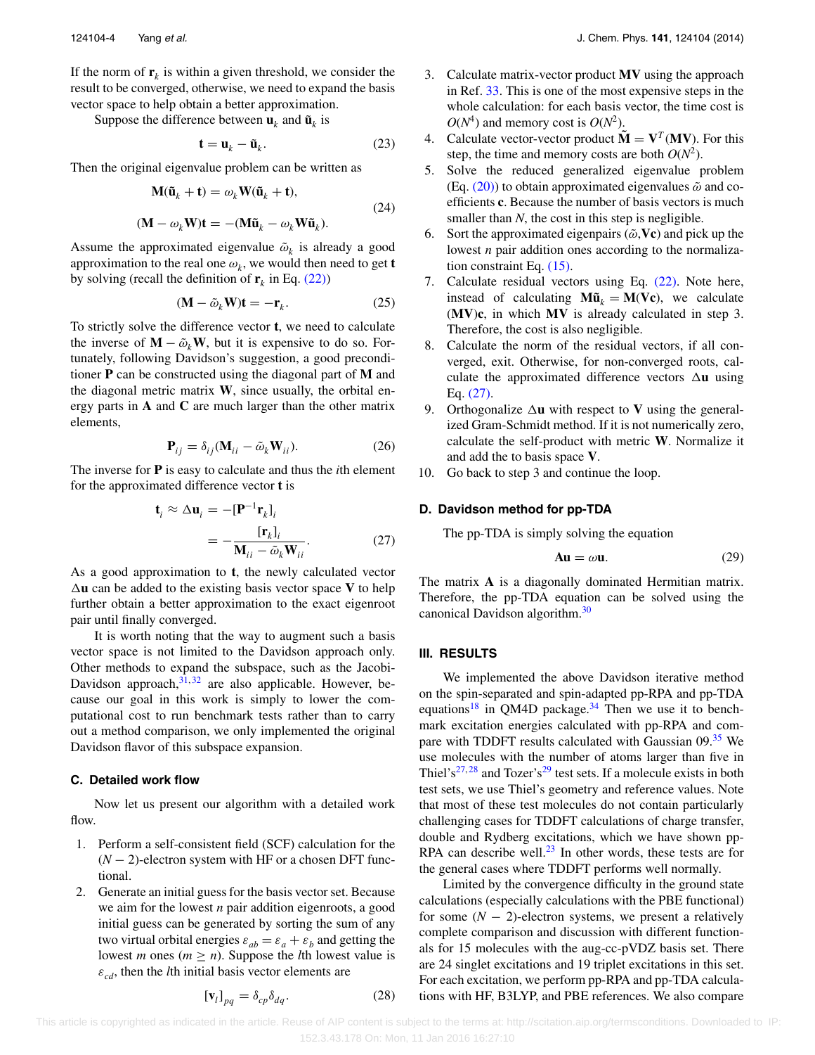If the norm of $\mathbf{r}_k$ is within a given threshold, we consider the result to be converged, otherwise, we need to expand the basis vector space to help obtain a better approximation.

Suppose the difference between $\mathbf{u}_k$ and $\tilde{\mathbf{u}}_k$ is

$$\mathbf{t} = \mathbf{u}_k - \tilde{\mathbf{u}}_k. \tag{23}$$

Then the original eigenvalue problem can be written as

$$\begin{aligned} \mathbf{M}(\tilde{\mathbf{u}}_k + \mathbf{t}) &= \omega_k \mathbf{W}(\tilde{\mathbf{u}}_k + \mathbf{t}), \\ (\mathbf{M} - \omega_k \mathbf{W})\mathbf{t} &= -(\mathbf{M}\tilde{\mathbf{u}}_k - \omega_k \mathbf{W}\tilde{\mathbf{u}}_k). \end{aligned} \tag{24}$$

Assume the approximated eigenvalue $\tilde{\omega}_k$ is already a good approximation to the real one $\omega_k$, we would then need to get $\mathbf{t}$ by solving (recall the definition of $\mathbf{r}_k$ in Eq. (22))

$$(\mathbf{M} - \tilde{\omega}_k \mathbf{W})\mathbf{t} = -\mathbf{r}_k. \tag{25}$$

To strictly solve the difference vector $\mathbf{t}$, we need to calculate the inverse of $\mathbf{M} - \tilde{\omega}_k \mathbf{W}$, but it is expensive to do so. Fortunately, following Davidson's suggestion, a good preconditioner $\mathbf{P}$ can be constructed using the diagonal part of $\mathbf{M}$ and the diagonal metric matrix $\mathbf{W}$, since usually, the orbital energy parts in $\mathbf{A}$ and $\mathbf{C}$ are much larger than the other matrix elements,

$$\mathbf{P}_{ij} = \delta_{ij}(\mathbf{M}_{ii} - \tilde{\omega}_k \mathbf{W}_{ii}). \tag{26}$$

The inverse for $\mathbf{P}$ is easy to calculate and thus the $i$th element for the approximated difference vector $\mathbf{t}$ is

$$\begin{aligned} \mathbf{t}_i \approx \Delta\mathbf{u}_i &= -[\mathbf{P}^{-1}\mathbf{r}_k]_i \\ &= -\frac{[\mathbf{r}_k]_i}{\mathbf{M}_{ii} - \tilde{\omega}_k \mathbf{W}_{ii}}. \end{aligned} \tag{27}$$

As a good approximation to $\mathbf{t}$, the newly calculated vector $\Delta\mathbf{u}$ can be added to the existing basis vector space $\mathbf{V}$ to help further obtain a better approximation to the exact eigenroot pair until finally converged.

It is worth noting that the way to augment such a basis vector space is not limited to the Davidson approach only. Other methods to expand the subspace, such as the Jacobi-Davidson approach,[31,32] are also applicable. However, because our goal in this work is simply to lower the computational cost to run benchmark tests rather than to carry out a method comparison, we only implemented the original Davidson flavor of this subspace expansion.

### C. Detailed work flow

Now let us present our algorithm with a detailed work flow.

1. Perform a self-consistent field (SCF) calculation for the $(N-2)$-electron system with HF or a chosen DFT functional.
2. Generate an initial guess for the basis vector set. Because we aim for the lowest $n$ pair addition eigenroots, a good initial guess can be generated by sorting the sum of any two virtual orbital energies $\varepsilon_{ab} = \varepsilon_a + \varepsilon_b$ and getting the lowest $m$ ones ($m \geq n$). Suppose the $l$th lowest value is $\varepsilon_{cd}$, then the $l$th initial basis vector elements are
$$[\mathbf{v}_l]_{pq} = \delta_{cp}\delta_{dq}. \tag{28}$$
3. Calculate matrix-vector product $\mathbf{MV}$ using the approach in Ref. 33. This is one of the most expensive steps in the whole calculation: for each basis vector, the time cost is $O(N^4)$ and memory cost is $O(N^2)$.
4. Calculate vector-vector product $\tilde{\mathbf{M}} = \mathbf{V}^T(\mathbf{MV})$. For this step, the time and memory costs are both $O(N^2)$.
5. Solve the reduced generalized eigenvalue problem (Eq. (20)) to obtain approximated eigenvalues $\tilde{\omega}$ and coefficients $\mathbf{c}$. Because the number of basis vectors is much smaller than $N$, the cost in this step is negligible.
6. Sort the approximated eigenpairs ($\tilde{\omega}$,$\mathbf{Vc}$) and pick up the lowest $n$ pair addition ones according to the normalization constraint Eq. (15).
7. Calculate residual vectors using Eq. (22). Note here, instead of calculating $\mathbf{M}\tilde{\mathbf{u}}_k = \mathbf{M}(\mathbf{Vc})$, we calculate $(\mathbf{MV})\mathbf{c}$, in which $\mathbf{MV}$ is already calculated in step 3. Therefore, the cost is also negligible.
8. Calculate the norm of the residual vectors, if all converged, exit. Otherwise, for non-converged roots, calculate the approximated difference vectors $\Delta\mathbf{u}$ using Eq. (27).
9. Orthogonalize $\Delta\mathbf{u}$ with respect to $\mathbf{V}$ using the generalized Gram-Schmidt method. If it is not numerically zero, calculate the self-product with metric $\mathbf{W}$. Normalize it and add the to basis space $\mathbf{V}$.
10. Go back to step 3 and continue the loop.

### D. Davidson method for pp-TDA

The pp-TDA is simply solving the equation

$$\mathbf{Au} = \omega\mathbf{u}. \tag{29}$$

The matrix $\mathbf{A}$ is a diagonally dominated Hermitian matrix. Therefore, the pp-TDA equation can be solved using the canonical Davidson algorithm.[30]

## III. RESULTS

We implemented the above Davidson iterative method on the spin-separated and spin-adapted pp-RPA and pp-TDA equations[18] in QM4D package.[34] Then we use it to benchmark excitation energies calculated with pp-RPA and compare with TDDFT results calculated with Gaussian 09.[35] We use molecules with the number of atoms larger than five in Thiel's[27,28] and Tozer's[29] test sets. If a molecule exists in both test sets, we use Thiel's geometry and reference values. Note that most of these test molecules do not contain particularly challenging cases for TDDFT calculations of charge transfer, double and Rydberg excitations, which we have shown pp-RPA can describe well.[23] In other words, these tests are for the general cases where TDDFT performs well normally.

Limited by the convergence difficulty in the ground state calculations (especially calculations with the PBE functional) for some $(N-2)$-electron systems, we present a relatively complete comparison and discussion with different functionals for 15 molecules with the aug-cc-pVDZ basis set. There are 24 singlet excitations and 19 triplet excitations in this set. For each excitation, we perform pp-RPA and pp-TDA calculations with HF, B3LYP, and PBE references. We also compare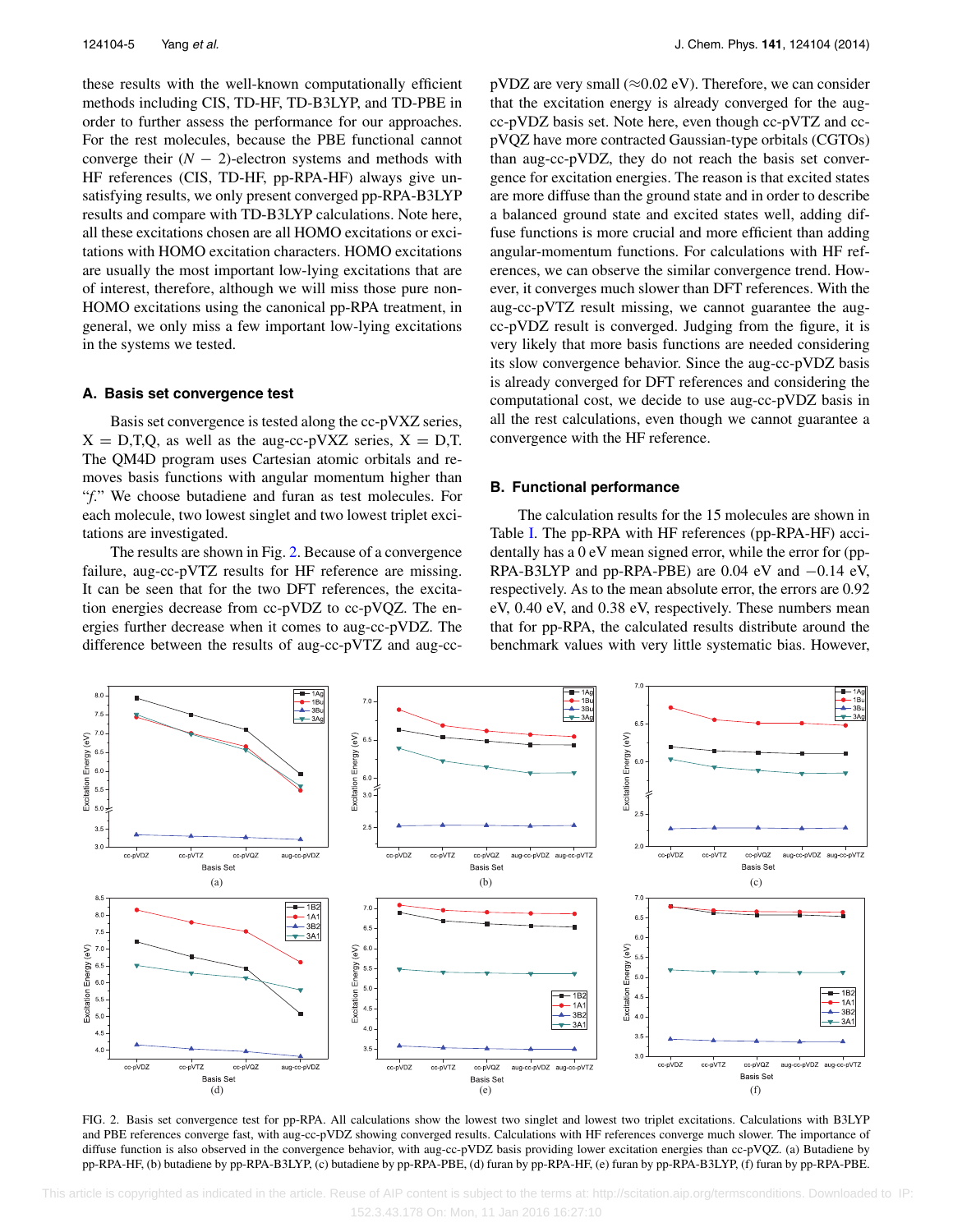these results with the well-known computationally efficient methods including CIS, TD-HF, TD-B3LYP, and TD-PBE in order to further assess the performance for our approaches. For the rest molecules, because the PBE functional cannot converge their $(N-2)$-electron systems and methods with HF references (CIS, TD-HF, pp-RPA-HF) always give unsatisfying results, we only present converged pp-RPA-B3LYP results and compare with TD-B3LYP calculations. Note here, all these excitations chosen are all HOMO excitations or excitations with HOMO excitation characters. HOMO excitations are usually the most important low-lying excitations that are of interest, therefore, although we will miss those pure non-HOMO excitations using the canonical pp-RPA treatment, in general, we only miss a few important low-lying excitations in the systems we tested.

### A. Basis set convergence test

Basis set convergence is tested along the cc-pVXZ series, X = D,T,Q, as well as the aug-cc-pVXZ series, X = D,T. The QM4D program uses Cartesian atomic orbitals and removes basis functions with angular momentum higher than "*f*." We choose butadiene and furan as test molecules. For each molecule, two lowest singlet and two lowest triplet excitations are investigated.

The results are shown in Fig. 2. Because of a convergence failure, aug-cc-pVTZ results for HF reference are missing. It can be seen that for the two DFT references, the excitation energies decrease from cc-pVDZ to cc-pVQZ. The energies further decrease when it comes to aug-cc-pVDZ. The difference between the results of aug-cc-pVTZ and aug-cc-pVDZ are very small (≈0.02 eV). Therefore, we can consider that the excitation energy is already converged for the aug-cc-pVDZ basis set. Note here, even though cc-pVTZ and cc-pVQZ have more contracted Gaussian-type orbitals (CGTOs) than aug-cc-pVDZ, they do not reach the basis set convergence for excitation energies. The reason is that excited states are more diffuse than the ground state and in order to describe a balanced ground state and excited states well, adding diffuse functions is more crucial and more efficient than adding angular-momentum functions. For calculations with HF references, we can observe the similar convergence trend. However, it converges much slower than DFT references. With the aug-cc-pVTZ result missing, we cannot guarantee the aug-cc-pVDZ result is converged. Judging from the figure, it is very likely that more basis functions are needed considering its slow convergence behavior. Since the aug-cc-pVDZ basis is already converged for DFT references and considering the computational cost, we decide to use aug-cc-pVDZ basis in all the rest calculations, even though we cannot guarantee a convergence with the HF reference.

### B. Functional performance

The calculation results for the 15 molecules are shown in Table I. The pp-RPA with HF references (pp-RPA-HF) accidentally has a 0 eV mean signed error, while the error for (pp-RPA-B3LYP and pp-RPA-PBE) are 0.04 eV and −0.14 eV, respectively. As to the mean absolute error, the errors are 0.92 eV, 0.40 eV, and 0.38 eV, respectively. These numbers mean that for pp-RPA, the calculated results distribute around the benchmark values with very little systematic bias. However,

FIG. 2. Basis set convergence test for pp-RPA. All calculations show the lowest two singlet and lowest two triplet excitations. Calculations with B3LYP and PBE references converge fast, with aug-cc-pVDZ showing converged results. Calculations with HF references converge much slower. The importance of diffuse function is also observed in the convergence behavior, with aug-cc-pVDZ basis providing lower excitation energies than cc-pVQZ. (a) Butadiene by pp-RPA-HF, (b) butadiene by pp-RPA-B3LYP, (c) butadiene by pp-RPA-PBE, (d) furan by pp-RPA-HF, (e) furan by pp-RPA-B3LYP, (f) furan by pp-RPA-PBE.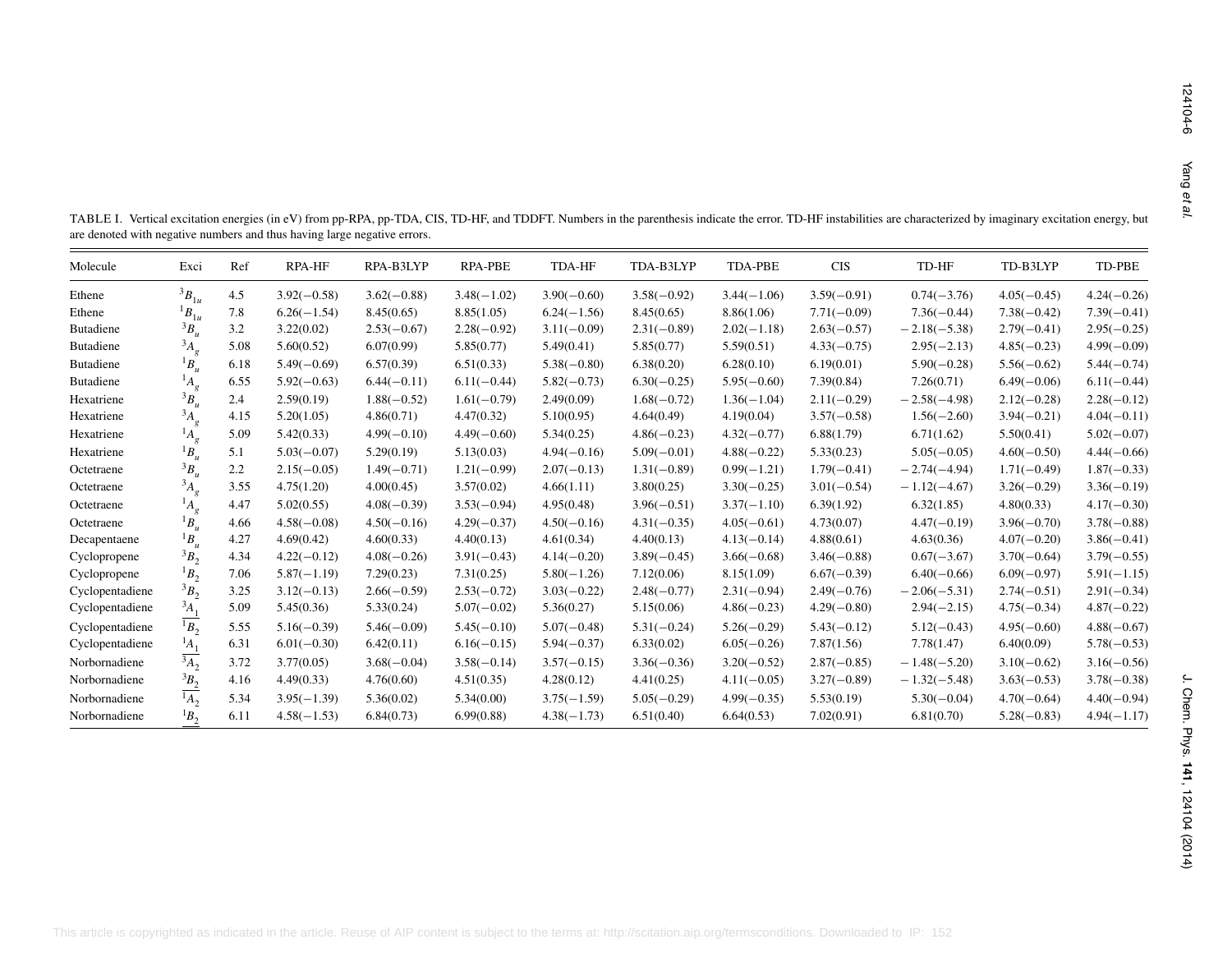TABLE I. Vertical excitation energies (in eV) from pp-RPA, pp-TDA, CIS, TD-HF, and TDDFT. Numbers in the parenthesis indicate the error. TD-HF instabilities are characterized by imaginary excitation energy, but are denoted with negative numbers and thus having large negative errors.

| Molecule | Exci | Ref | RPA-HF | RPA-B3LYP | RPA-PBE | TDA-HF | TDA-B3LYP | TDA-PBE | CIS | TD-HF | TD-B3LYP | TD-PBE |
|---|---|---|---|---|---|---|---|---|---|---|---|---|
| Ethene | $^3B_{1u}$ | 4.5 | 3.92(−0.58) | 3.62(−0.88) | 3.48(−1.02) | 3.90(−0.60) | 3.58(−0.92) | 3.44(−1.06) | 3.59(−0.91) | 0.74(−3.76) | 4.05(−0.45) | 4.24(−0.26) |
| Ethene | $^1B_{1u}$ | 7.8 | 6.26(−1.54) | 8.45(0.65) | 8.85(1.05) | 6.24(−1.56) | 8.45(0.65) | 8.86(1.06) | 7.71(−0.09) | 7.36(−0.44) | 7.38(−0.42) | 7.39(−0.41) |
| Butadiene | $^3B_u$ | 3.2 | 3.22(0.02) | 2.53(−0.67) | 2.28(−0.92) | 3.11(−0.09) | 2.31(−0.89) | 2.02(−1.18) | 2.63(−0.57) | −2.18(−5.38) | 2.79(−0.41) | 2.95(−0.25) |
| Butadiene | $^3A_g$ | 5.08 | 5.60(0.52) | 6.07(0.99) | 5.85(0.77) | 5.49(0.41) | 5.85(0.77) | 5.59(0.51) | 4.33(−0.75) | 2.95(−2.13) | 4.85(−0.23) | 4.99(−0.09) |
| Butadiene | $^1B_u$ | 6.18 | 5.49(−0.69) | 6.57(0.39) | 6.51(0.33) | 5.38(−0.80) | 6.38(0.20) | 6.28(0.10) | 6.19(0.01) | 5.90(−0.28) | 5.56(−0.62) | 5.44(−0.74) |
| Butadiene | $^1A_g$ | 6.55 | 5.92(−0.63) | 6.44(−0.11) | 6.11(−0.44) | 5.82(−0.73) | 6.30(−0.25) | 5.95(−0.60) | 7.39(0.84) | 7.26(0.71) | 6.49(−0.06) | 6.11(−0.44) |
| Hexatriene | $^3B_u$ | 2.4 | 2.59(0.19) | 1.88(−0.52) | 1.61(−0.79) | 2.49(0.09) | 1.68(−0.72) | 1.36(−1.04) | 2.11(−0.29) | −2.58(−4.98) | 2.12(−0.28) | 2.28(−0.12) |
| Hexatriene | $^3A_g$ | 4.15 | 5.20(1.05) | 4.86(0.71) | 4.47(0.32) | 5.10(0.95) | 4.64(0.49) | 4.19(0.04) | 3.57(−0.58) | 1.56(−2.60) | 3.94(−0.21) | 4.04(−0.11) |
| Hexatriene | $^1A_g$ | 5.09 | 5.42(0.33) | 4.99(−0.10) | 4.49(−0.60) | 5.34(0.25) | 4.86(−0.23) | 4.32(−0.77) | 6.88(1.79) | 6.71(1.62) | 5.50(0.41) | 5.02(−0.07) |
| Hexatriene | $^1B_u$ | 5.1 | 5.03(−0.07) | 5.29(0.19) | 5.13(0.03) | 4.94(−0.16) | 5.09(−0.01) | 4.88(−0.22) | 5.33(0.23) | 5.05(−0.05) | 4.60(−0.50) | 4.44(−0.66) |
| Octetraene | $^3B_u$ | 2.2 | 2.15(−0.05) | 1.49(−0.71) | 1.21(−0.99) | 2.07(−0.13) | 1.31(−0.89) | 0.99(−1.21) | 1.79(−0.41) | −2.74(−4.94) | 1.71(−0.49) | 1.87(−0.33) |
| Octetraene | $^3A_g$ | 3.55 | 4.75(1.20) | 4.00(0.45) | 3.57(0.02) | 4.66(1.11) | 3.80(0.25) | 3.30(−0.25) | 3.01(−0.54) | −1.12(−4.67) | 3.26(−0.29) | 3.36(−0.19) |
| Octetraene | $^1A_g$ | 4.47 | 5.02(0.55) | 4.08(−0.39) | 3.53(−0.94) | 4.95(0.48) | 3.96(−0.51) | 3.37(−1.10) | 6.39(1.92) | 6.32(1.85) | 4.80(0.33) | 4.17(−0.30) |
| Octetraene | $^1B_u$ | 4.66 | 4.58(−0.08) | 4.50(−0.16) | 4.29(−0.37) | 4.50(−0.16) | 4.31(−0.35) | 4.05(−0.61) | 4.73(0.07) | 4.47(−0.19) | 3.96(−0.70) | 3.78(−0.88) |
| Decapentaene | $^1B_u$ | 4.27 | 4.69(0.42) | 4.60(0.33) | 4.40(0.13) | 4.61(0.34) | 4.40(0.13) | 4.13(−0.14) | 4.88(0.61) | 4.63(0.36) | 4.07(−0.20) | 3.86(−0.41) |
| Cyclopropene | $^3B_2$ | 4.34 | 4.22(−0.12) | 4.08(−0.26) | 3.91(−0.43) | 4.14(−0.20) | 3.89(−0.45) | 3.66(−0.68) | 3.46(−0.88) | 0.67(−3.67) | 3.70(−0.64) | 3.79(−0.55) |
| Cyclopropene | $^1B_2$ | 7.06 | 5.87(−1.19) | 7.29(0.23) | 7.31(0.25) | 5.80(−1.26) | 7.12(0.06) | 8.15(1.09) | 6.67(−0.39) | 6.40(−0.66) | 6.09(−0.97) | 5.91(−1.15) |
| Cyclopentadiene | $^3B_2$ | 3.25 | 3.12(−0.13) | 2.66(−0.59) | 2.53(−0.72) | 3.03(−0.22) | 2.48(−0.77) | 2.31(−0.94) | 2.49(−0.76) | −2.06(−5.31) | 2.74(−0.51) | 2.91(−0.34) |
| Cyclopentadiene | $^3A_1$ | 5.09 | 5.45(0.36) | 5.33(0.24) | 5.07(−0.02) | 5.36(0.27) | 5.15(0.06) | 4.86(−0.23) | 4.29(−0.80) | 2.94(−2.15) | 4.75(−0.34) | 4.87(−0.22) |
| Cyclopentadiene | $^1B_2$ | 5.55 | 5.16(−0.39) | 5.46(−0.09) | 5.45(−0.10) | 5.07(−0.48) | 5.31(−0.24) | 5.26(−0.29) | 5.43(−0.12) | 5.12(−0.43) | 4.95(−0.60) | 4.88(−0.67) |
| Cyclopentadiene | $^1A_1$ | 6.31 | 6.01(−0.30) | 6.42(0.11) | 6.16(−0.15) | 5.94(−0.37) | 6.33(0.02) | 6.05(−0.26) | 7.87(1.56) | 7.78(1.47) | 6.40(0.09) | 5.78(−0.53) |
| Norbornadiene | $^3A_2$ | 3.72 | 3.77(0.05) | 3.68(−0.04) | 3.58(−0.14) | 3.57(−0.15) | 3.36(−0.36) | 3.20(−0.52) | 2.87(−0.85) | −1.48(−5.20) | 3.10(−0.62) | 3.16(−0.56) |
| Norbornadiene | $^3B_2$ | 4.16 | 4.49(0.33) | 4.76(0.60) | 4.51(0.35) | 4.28(0.12) | 4.41(0.25) | 4.11(−0.05) | 3.27(−0.89) | −1.32(−5.48) | 3.63(−0.53) | 3.78(−0.38) |
| Norbornadiene | $^1A_2$ | 5.34 | 3.95(−1.39) | 5.36(0.02) | 5.34(0.00) | 3.75(−1.59) | 5.05(−0.29) | 4.99(−0.35) | 5.53(0.19) | 5.30(−0.04) | 4.70(−0.64) | 4.40(−0.94) |
| Norbornadiene | $^1B_2$ | 6.11 | 4.58(−1.53) | 6.84(0.73) | 6.99(0.88) | 4.38(−1.73) | 6.51(0.40) | 6.64(0.53) | 7.02(0.91) | 6.81(0.70) | 5.28(−0.83) | 4.94(−1.17) |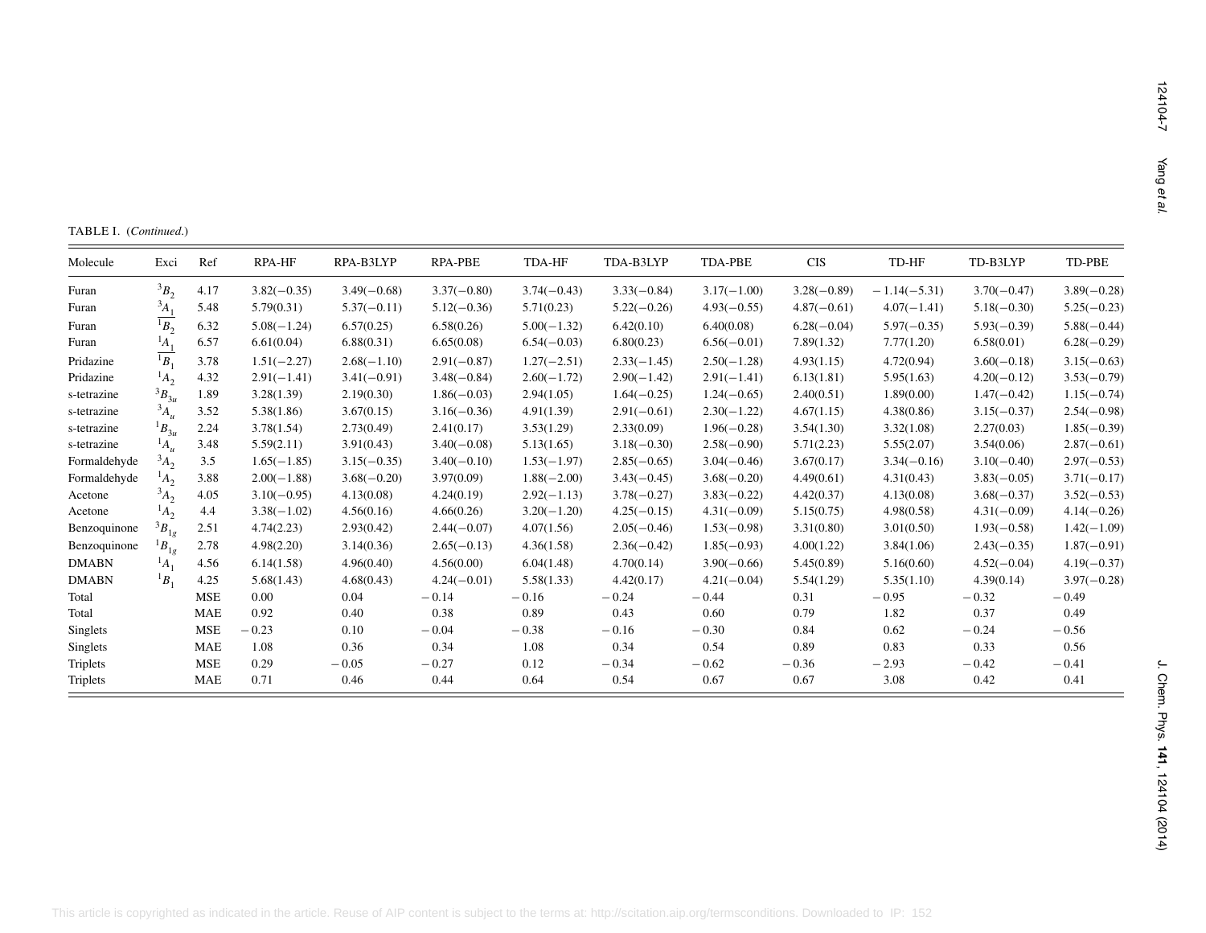TABLE I. (*Continued*.)

| Molecule | Exci | Ref | RPA-HF | RPA-B3LYP | RPA-PBE | TDA-HF | TDA-B3LYP | TDA-PBE | CIS | TD-HF | TD-B3LYP | TD-PBE |
|---|---|---|---|---|---|---|---|---|---|---|---|---|
| Furan | $^3B_2$ | 4.17 | 3.82(−0.35) | 3.49(−0.68) | 3.37(−0.80) | 3.74(−0.43) | 3.33(−0.84) | 3.17(−1.00) | 3.28(−0.89) | −1.14(−5.31) | 3.70(−0.47) | 3.89(−0.28) |
| Furan | $^3A_1$ | 5.48 | 5.79(0.31) | 5.37(−0.11) | 5.12(−0.36) | 5.71(0.23) | 5.22(−0.26) | 4.93(−0.55) | 4.87(−0.61) | 4.07(−1.41) | 5.18(−0.30) | 5.25(−0.23) |
| Furan | $^1B_2$ | 6.32 | 5.08(−1.24) | 6.57(0.25) | 6.58(0.26) | 5.00(−1.32) | 6.42(0.10) | 6.40(0.08) | 6.28(−0.04) | 5.97(−0.35) | 5.93(−0.39) | 5.88(−0.44) |
| Furan | $^1A_1$ | 6.57 | 6.61(0.04) | 6.88(0.31) | 6.65(0.08) | 6.54(−0.03) | 6.80(0.23) | 6.56(−0.01) | 7.89(1.32) | 7.77(1.20) | 6.58(0.01) | 6.28(−0.29) |
| Pridazine | $^1B_1$ | 3.78 | 1.51(−2.27) | 2.68(−1.10) | 2.91(−0.87) | 1.27(−2.51) | 2.33(−1.45) | 2.50(−1.28) | 4.93(1.15) | 4.72(0.94) | 3.60(−0.18) | 3.15(−0.63) |
| Pridazine | $^1A_2$ | 4.32 | 2.91(−1.41) | 3.41(−0.91) | 3.48(−0.84) | 2.60(−1.72) | 2.90(−1.42) | 2.91(−1.41) | 6.13(1.81) | 5.95(1.63) | 4.20(−0.12) | 3.53(−0.79) |
| s-tetrazine | $^3B_{3u}$ | 1.89 | 3.28(1.39) | 2.19(0.30) | 1.86(−0.03) | 2.94(1.05) | 1.64(−0.25) | 1.24(−0.65) | 2.40(0.51) | 1.89(0.00) | 1.47(−0.42) | 1.15(−0.74) |
| s-tetrazine | $^3A_u$ | 3.52 | 5.38(1.86) | 3.67(0.15) | 3.16(−0.36) | 4.91(1.39) | 2.91(−0.61) | 2.30(−1.22) | 4.67(1.15) | 4.38(0.86) | 3.15(−0.37) | 2.54(−0.98) |
| s-tetrazine | $^1B_{3u}$ | 2.24 | 3.78(1.54) | 2.73(0.49) | 2.41(0.17) | 3.53(1.29) | 2.33(0.09) | 1.96(−0.28) | 3.54(1.30) | 3.32(1.08) | 2.27(0.03) | 1.85(−0.39) |
| s-tetrazine | $^1A_u$ | 3.48 | 5.59(2.11) | 3.91(0.43) | 3.40(−0.08) | 5.13(1.65) | 3.18(−0.30) | 2.58(−0.90) | 5.71(2.23) | 5.55(2.07) | 3.54(0.06) | 2.87(−0.61) |
| Formaldehyde | $^3A_2$ | 3.5 | 1.65(−1.85) | 3.15(−0.35) | 3.40(−0.10) | 1.53(−1.97) | 2.85(−0.65) | 3.04(−0.46) | 3.67(0.17) | 3.34(−0.16) | 3.10(−0.40) | 2.97(−0.53) |
| Formaldehyde | $^1A_2$ | 3.88 | 2.00(−1.88) | 3.68(−0.20) | 3.97(0.09) | 1.88(−2.00) | 3.43(−0.45) | 3.68(−0.20) | 4.49(0.61) | 4.31(0.43) | 3.83(−0.05) | 3.71(−0.17) |
| Acetone | $^3A_2$ | 4.05 | 3.10(−0.95) | 4.13(0.08) | 4.24(0.19) | 2.92(−1.13) | 3.78(−0.27) | 3.83(−0.22) | 4.42(0.37) | 4.13(0.08) | 3.68(−0.37) | 3.52(−0.53) |
| Acetone | $^1A_2$ | 4.4 | 3.38(−1.02) | 4.56(0.16) | 4.66(0.26) | 3.20(−1.20) | 4.25(−0.15) | 4.31(−0.09) | 5.15(0.75) | 4.98(0.58) | 4.31(−0.09) | 4.14(−0.26) |
| Benzoquinone | $^3B_{1g}$ | 2.51 | 4.74(2.23) | 2.93(0.42) | 2.44(−0.07) | 4.07(1.56) | 2.05(−0.46) | 1.53(−0.98) | 3.31(0.80) | 3.01(0.50) | 1.93(−0.58) | 1.42(−1.09) |
| Benzoquinone | $^1B_{1g}$ | 2.78 | 4.98(2.20) | 3.14(0.36) | 2.65(−0.13) | 4.36(1.58) | 2.36(−0.42) | 1.85(−0.93) | 4.00(1.22) | 3.84(1.06) | 2.43(−0.35) | 1.87(−0.91) |
| DMABN | $^1A_1$ | 4.56 | 6.14(1.58) | 4.96(0.40) | 4.56(0.00) | 6.04(1.48) | 4.70(0.14) | 3.90(−0.66) | 5.45(0.89) | 5.16(0.60) | 4.52(−0.04) | 4.19(−0.37) |
| DMABN | $^1B_1$ | 4.25 | 5.68(1.43) | 4.68(0.43) | 4.24(−0.01) | 5.58(1.33) | 4.42(0.17) | 4.21(−0.04) | 5.54(1.29) | 5.35(1.10) | 4.39(0.14) | 3.97(−0.28) |
| Total | | MSE | 0.00 | 0.04 | −0.14 | −0.16 | −0.24 | −0.44 | 0.31 | −0.95 | −0.32 | −0.49 |
| Total | | MAE | 0.92 | 0.40 | 0.38 | 0.89 | 0.43 | 0.60 | 0.79 | 1.82 | 0.37 | 0.49 |
| Singlets | | MSE | −0.23 | 0.10 | −0.04 | −0.38 | −0.16 | −0.30 | 0.84 | 0.62 | −0.24 | −0.56 |
| Singlets | | MAE | 1.08 | 0.36 | 0.34 | 1.08 | 0.34 | 0.54 | 0.89 | 0.83 | 0.33 | 0.56 |
| Triplets | | MSE | 0.29 | −0.05 | −0.27 | 0.12 | −0.34 | −0.62 | −0.36 | −2.93 | −0.42 | −0.41 |
| Triplets | | MAE | 0.71 | 0.46 | 0.44 | 0.64 | 0.54 | 0.67 | 0.67 | 3.08 | 0.42 | 0.41 |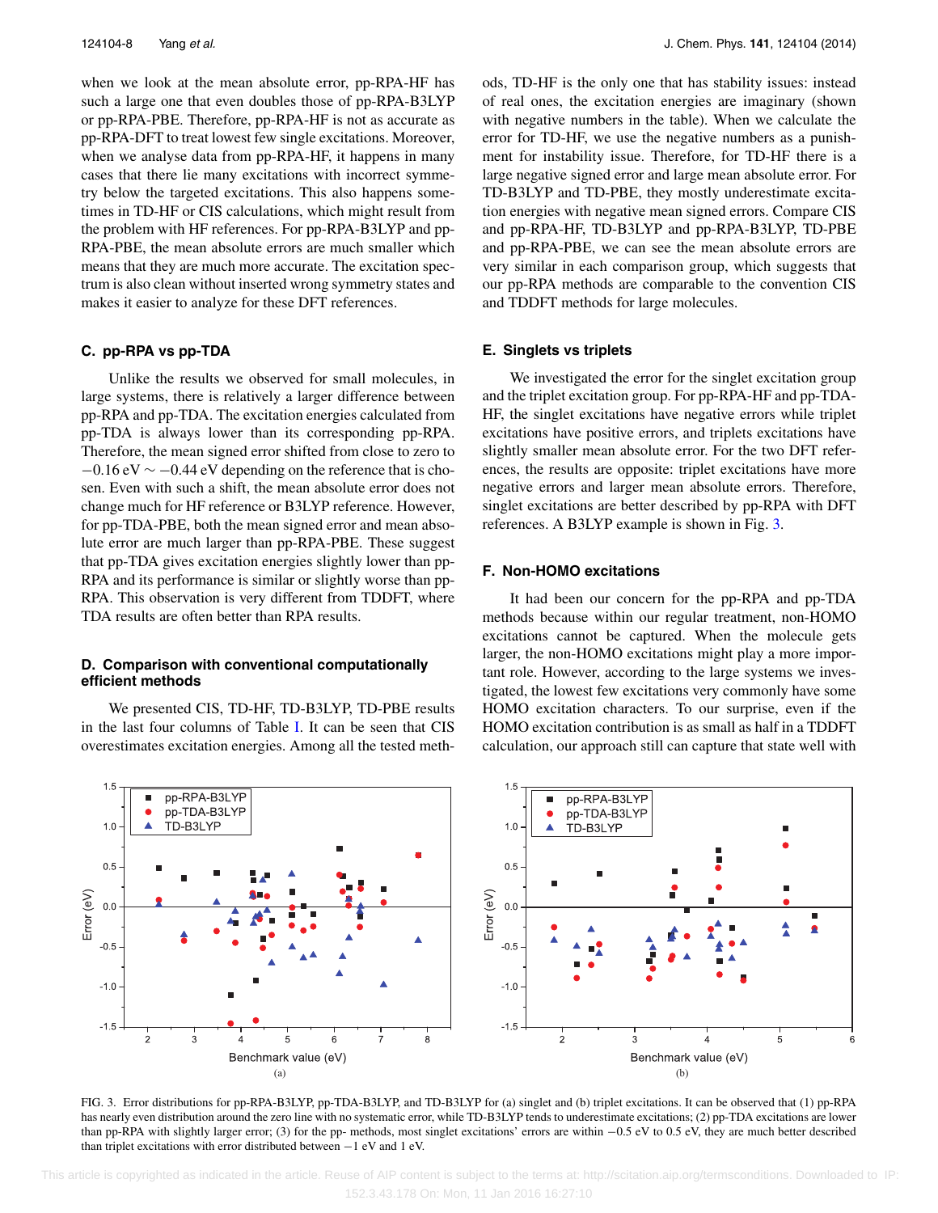when we look at the mean absolute error, pp-RPA-HF has such a large one that even doubles those of pp-RPA-B3LYP or pp-RPA-PBE. Therefore, pp-RPA-HF is not as accurate as pp-RPA-DFT to treat lowest few single excitations. Moreover, when we analyse data from pp-RPA-HF, it happens in many cases that there lie many excitations with incorrect symmetry below the targeted excitations. This also happens sometimes in TD-HF or CIS calculations, which might result from the problem with HF references. For pp-RPA-B3LYP and pp-RPA-PBE, the mean absolute errors are much smaller which means that they are much more accurate. The excitation spectrum is also clean without inserted wrong symmetry states and makes it easier to analyze for these DFT references.

### C. pp-RPA vs pp-TDA

Unlike the results we observed for small molecules, in large systems, there is relatively a larger difference between pp-RPA and pp-TDA. The excitation energies calculated from pp-TDA is always lower than its corresponding pp-RPA. Therefore, the mean signed error shifted from close to zero to $-0.16$ eV $\sim -0.44$ eV depending on the reference that is chosen. Even with such a shift, the mean absolute error does not change much for HF reference or B3LYP reference. However, for pp-TDA-PBE, both the mean signed error and mean absolute error are much larger than pp-RPA-PBE. These suggest that pp-TDA gives excitation energies slightly lower than pp-RPA and its performance is similar or slightly worse than pp-RPA. This observation is very different from TDDFT, where TDA results are often better than RPA results.

### D. Comparison with conventional computationally efficient methods

We presented CIS, TD-HF, TD-B3LYP, TD-PBE results in the last four columns of Table I. It can be seen that CIS overestimates excitation energies. Among all the tested methods, TD-HF is the only one that has stability issues: instead of real ones, the excitation energies are imaginary (shown with negative numbers in the table). When we calculate the error for TD-HF, we use the negative numbers as a punishment for instability issue. Therefore, for TD-HF there is a large negative signed error and large mean absolute error. For TD-B3LYP and TD-PBE, they mostly underestimate excitation energies with negative mean signed errors. Compare CIS and pp-RPA-HF, TD-B3LYP and pp-RPA-B3LYP, TD-PBE and pp-RPA-PBE, we can see the mean absolute errors are very similar in each comparison group, which suggests that our pp-RPA methods are comparable to the convention CIS and TDDFT methods for large molecules.

### E. Singlets vs triplets

We investigated the error for the singlet excitation group and the triplet excitation group. For pp-RPA-HF and pp-TDA-HF, the singlet excitations have negative errors while triplet excitations have positive errors, and triplets excitations have slightly smaller mean absolute error. For the two DFT references, the results are opposite: triplet excitations have more negative errors and larger mean absolute errors. Therefore, singlet excitations are better described by pp-RPA with DFT references. A B3LYP example is shown in Fig. 3.

### F. Non-HOMO excitations

It had been our concern for the pp-RPA and pp-TDA methods because within our regular treatment, non-HOMO excitations cannot be captured. When the molecule gets larger, the non-HOMO excitations might play a more important role. However, according to the large systems we investigated, the lowest few excitations very commonly have some HOMO excitation characters. To our surprise, even if the HOMO excitation contribution is as small as half in a TDDFT calculation, our approach still can capture that state well with

FIG. 3. Error distributions for pp-RPA-B3LYP, pp-TDA-B3LYP, and TD-B3LYP for (a) singlet and (b) triplet excitations. It can be observed that (1) pp-RPA has nearly even distribution around the zero line with no systematic error, while TD-B3LYP tends to underestimate excitations; (2) pp-TDA excitations are lower than pp-RPA with slightly larger error; (3) for the pp- methods, most singlet excitations' errors are within $-0.5$ eV to 0.5 eV, they are much better described than triplet excitations with error distributed between $-1$ eV and 1 eV.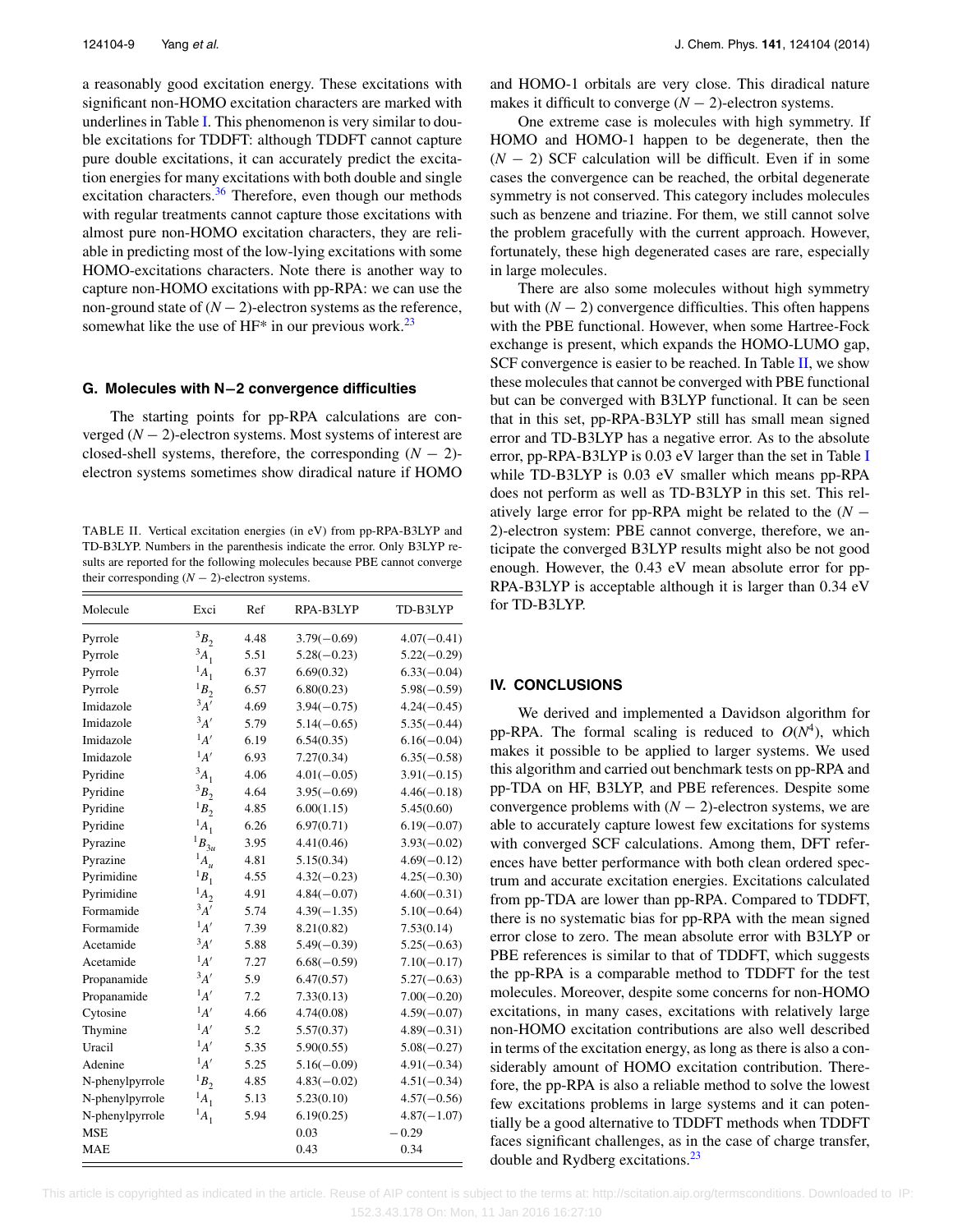a reasonably good excitation energy. These excitations with significant non-HOMO excitation characters are marked with underlines in Table I. This phenomenon is very similar to double excitations for TDDFT: although TDDFT cannot capture pure double excitations, it can accurately predict the excitation energies for many excitations with both double and single excitation characters.[36] Therefore, even though our methods with regular treatments cannot capture those excitations with almost pure non-HOMO excitation characters, they are reliable in predicting most of the low-lying excitations with some HOMO-excitations characters. Note there is another way to capture non-HOMO excitations with pp-RPA: we can use the non-ground state of $(N-2)$-electron systems as the reference, somewhat like the use of HF* in our previous work.[23]

### G. Molecules with N−2 convergence difficulties

The starting points for pp-RPA calculations are converged $(N-2)$-electron systems. Most systems of interest are closed-shell systems, therefore, the corresponding $(N-2)$-electron systems sometimes show diradical nature if HOMO and HOMO-1 orbitals are very close. This diradical nature makes it difficult to converge $(N-2)$-electron systems.

One extreme case is molecules with high symmetry. If HOMO and HOMO-1 happen to be degenerate, then the $(N-2)$ SCF calculation will be difficult. Even if in some cases the convergence can be reached, the orbital degenerate symmetry is not conserved. This category includes molecules such as benzene and triazine. For them, we still cannot solve the problem gracefully with the current approach. However, fortunately, these high degenerated cases are rare, especially in large molecules.

There are also some molecules without high symmetry but with $(N-2)$ convergence difficulties. This often happens with the PBE functional. However, when some Hartree-Fock exchange is present, which expands the HOMO-LUMO gap, SCF convergence is easier to be reached. In Table II, we show these molecules that cannot be converged with PBE functional but can be converged with B3LYP functional. It can be seen that in this set, pp-RPA-B3LYP still has small mean signed error and TD-B3LYP has a negative error. As to the absolute error, pp-RPA-B3LYP is 0.03 eV larger than the set in Table I while TD-B3LYP is 0.03 eV smaller which means pp-RPA does not perform as well as TD-B3LYP in this set. This relatively large error for pp-RPA might be related to the $(N-2)$-electron system: PBE cannot converge, therefore, we anticipate the converged B3LYP results might also be not good enough. However, the 0.43 eV mean absolute error for pp-RPA-B3LYP is acceptable although it is larger than 0.34 eV for TD-B3LYP.

TABLE II. Vertical excitation energies (in eV) from pp-RPA-B3LYP and TD-B3LYP. Numbers in the parenthesis indicate the error. Only B3LYP results are reported for the following molecules because PBE cannot converge their corresponding $(N-2)$-electron systems.

| Molecule | Exci | Ref | RPA-B3LYP | TD-B3LYP |
|---|---|---|---|---|
| Pyrrole | $^3B_2$ | 4.48 | 3.79(−0.69) | 4.07(−0.41) |
| Pyrrole | $^3A_1$ | 5.51 | 5.28(−0.23) | 5.22(−0.29) |
| Pyrrole | $^1A_1$ | 6.37 | 6.69(0.32) | 6.33(−0.04) |
| Pyrrole | $^1B_2$ | 6.57 | 6.80(0.23) | 5.98(−0.59) |
| Imidazole | $^3A'$ | 4.69 | 3.94(−0.75) | 4.24(−0.45) |
| Imidazole | $^3A'$ | 5.79 | 5.14(−0.65) | 5.35(−0.44) |
| Imidazole | $^1A'$ | 6.19 | 6.54(0.35) | 6.16(−0.04) |
| Imidazole | $^1A'$ | 6.93 | 7.27(0.34) | 6.35(−0.58) |
| Pyridine | $^3A_1$ | 4.06 | 4.01(−0.05) | 3.91(−0.15) |
| Pyridine | $^3B_2$ | 4.64 | 3.95(−0.69) | 4.46(−0.18) |
| Pyridine | $^1B_2$ | 4.85 | 6.00(1.15) | 5.45(0.60) |
| Pyridine | $^1A_1$ | 6.26 | 6.97(0.71) | 6.19(−0.07) |
| Pyrazine | $^1B_{3u}$ | 3.95 | 4.41(0.46) | 3.93(−0.02) |
| Pyrazine | $^1A_u$ | 4.81 | 5.15(0.34) | 4.69(−0.12) |
| Pyrimidine | $^1B_1$ | 4.55 | 4.32(−0.23) | 4.25(−0.30) |
| Pyrimidine | $^1A_2$ | 4.91 | 4.84(−0.07) | 4.60(−0.31) |
| Formamide | $^3A'$ | 5.74 | 4.39(−1.35) | 5.10(−0.64) |
| Formamide | $^1A'$ | 7.39 | 8.21(0.82) | 7.53(0.14) |
| Acetamide | $^3A'$ | 5.88 | 5.49(−0.39) | 5.25(−0.63) |
| Acetamide | $^1A'$ | 7.27 | 6.68(−0.59) | 7.10(−0.17) |
| Propanamide | $^3A'$ | 5.9 | 6.47(0.57) | 5.27(−0.63) |
| Propanamide | $^1A'$ | 7.2 | 7.33(0.13) | 7.00(−0.20) |
| Cytosine | $^1A'$ | 4.66 | 4.74(0.08) | 4.59(−0.07) |
| Thymine | $^1A'$ | 5.2 | 5.57(0.37) | 4.89(−0.31) |
| Uracil | $^1A'$ | 5.35 | 5.90(0.55) | 5.08(−0.27) |
| Adenine | $^1A'$ | 5.25 | 5.16(−0.09) | 4.91(−0.34) |
| N-phenylpyrrole | $^1B_2$ | 4.85 | 4.83(−0.02) | 4.51(−0.34) |
| N-phenylpyrrole | $^1A_1$ | 5.13 | 5.23(0.10) | 4.57(−0.56) |
| N-phenylpyrrole | $^1A_1$ | 5.94 | 6.19(0.25) | 4.87(−1.07) |
| MSE | | | 0.03 | −0.29 |
| MAE | | | 0.43 | 0.34 |

## IV. CONCLUSIONS

We derived and implemented a Davidson algorithm for pp-RPA. The formal scaling is reduced to $O(N^4)$, which makes it possible to be applied to larger systems. We used this algorithm and carried out benchmark tests on pp-RPA and pp-TDA on HF, B3LYP, and PBE references. Despite some convergence problems with $(N-2)$-electron systems, we are able to accurately capture lowest few excitations for systems with converged SCF calculations. Among them, DFT references have better performance with both clean ordered spectrum and accurate excitation energies. Excitations calculated from pp-TDA are lower than pp-RPA. Compared to TDDFT, there is no systematic bias for pp-RPA with the mean signed error close to zero. The mean absolute error with B3LYP or PBE references is similar to that of TDDFT, which suggests the pp-RPA is a comparable method to TDDFT for the test molecules. Moreover, despite some concerns for non-HOMO excitations, in many cases, excitations with relatively large non-HOMO excitation contributions are also well described in terms of the excitation energy, as long as there is also a considerably amount of HOMO excitation contribution. Therefore, the pp-RPA is also a reliable method to solve the lowest few excitations problems in large systems and it can potentially be a good alternative to TDDFT methods when TDDFT faces significant challenges, as in the case of charge transfer, double and Rydberg excitations.[23]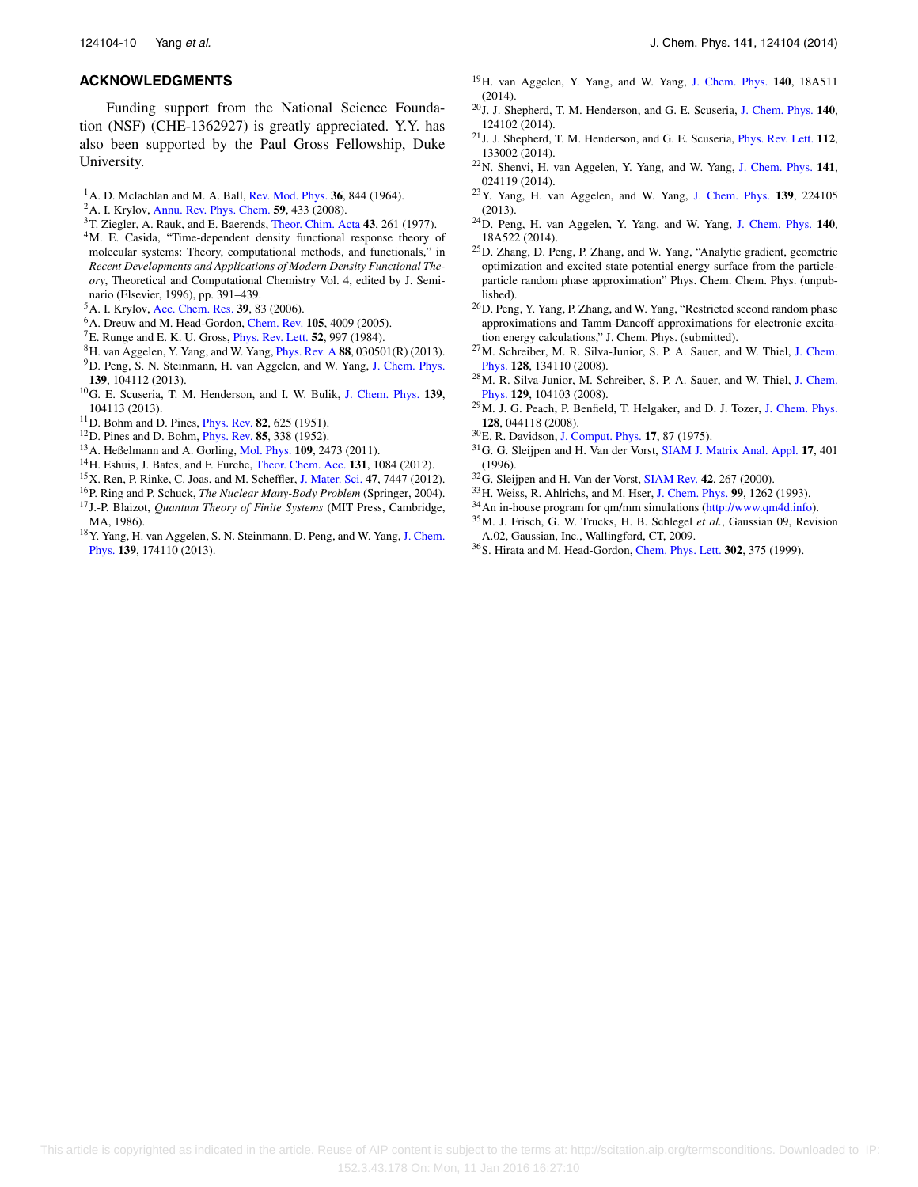## ACKNOWLEDGMENTS

Funding support from the National Science Foundation (NSF) (CHE-1362927) is greatly appreciated. Y.Y. has also been supported by the Paul Gross Fellowship, Duke University.

[1] A. D. Mclachlan and M. A. Ball, Rev. Mod. Phys. **36**, 844 (1964).
[2] A. I. Krylov, Annu. Rev. Phys. Chem. **59**, 433 (2008).
[3] T. Ziegler, A. Rauk, and E. Baerends, Theor. Chim. Acta **43**, 261 (1977).
[4] M. E. Casida, "Time-dependent density functional response theory of molecular systems: Theory, computational methods, and functionals," in *Recent Developments and Applications of Modern Density Functional Theory*, Theoretical and Computational Chemistry Vol. 4, edited by J. Seminario (Elsevier, 1996), pp. 391–439.
[5] A. I. Krylov, Acc. Chem. Res. **39**, 83 (2006).
[6] A. Dreuw and M. Head-Gordon, Chem. Rev. **105**, 4009 (2005).
[7] E. Runge and E. K. U. Gross, Phys. Rev. Lett. **52**, 997 (1984).
[8] H. van Aggelen, Y. Yang, and W. Yang, Phys. Rev. A **88**, 030501(R) (2013).
[9] D. Peng, S. N. Steinmann, H. van Aggelen, and W. Yang, J. Chem. Phys. **139**, 104112 (2013).
[10] G. E. Scuseria, T. M. Henderson, and I. W. Bulik, J. Chem. Phys. **139**, 104113 (2013).
[11] D. Bohm and D. Pines, Phys. Rev. **82**, 625 (1951).
[12] D. Pines and D. Bohm, Phys. Rev. **85**, 338 (1952).
[13] A. Heßelmann and A. Gorling, Mol. Phys. **109**, 2473 (2011).
[14] H. Eshuis, J. Bates, and F. Furche, Theor. Chem. Acc. **131**, 1084 (2012).
[15] X. Ren, P. Rinke, C. Joas, and M. Scheffler, J. Mater. Sci. **47**, 7447 (2012).
[16] P. Ring and P. Schuck, *The Nuclear Many-Body Problem* (Springer, 2004).
[17] J.-P. Blaizot, *Quantum Theory of Finite Systems* (MIT Press, Cambridge, MA, 1986).
[18] Y. Yang, H. van Aggelen, S. N. Steinmann, D. Peng, and W. Yang, J. Chem. Phys. **139**, 174110 (2013).
[19] H. van Aggelen, Y. Yang, and W. Yang, J. Chem. Phys. **140**, 18A511 (2014).
[20] J. J. Shepherd, T. M. Henderson, and G. E. Scuseria, J. Chem. Phys. **140**, 124102 (2014).
[21] J. J. Shepherd, T. M. Henderson, and G. E. Scuseria, Phys. Rev. Lett. **112**, 133002 (2014).
[22] N. Shenvi, H. van Aggelen, Y. Yang, and W. Yang, J. Chem. Phys. **141**, 024119 (2014).
[23] Y. Yang, H. van Aggelen, and W. Yang, J. Chem. Phys. **139**, 224105 (2013).
[24] D. Peng, H. van Aggelen, Y. Yang, and W. Yang, J. Chem. Phys. **140**, 18A522 (2014).
[25] D. Zhang, D. Peng, P. Zhang, and W. Yang, "Analytic gradient, geometric optimization and excited state potential energy surface from the particle-particle random phase approximation" Phys. Chem. Chem. Phys. (unpublished).
[26] D. Peng, Y. Yang, P. Zhang, and W. Yang, "Restricted second random phase approximations and Tamm-Dancoff approximations for electronic excitation energy calculations," J. Chem. Phys. (submitted).
[27] M. Schreiber, M. R. Silva-Junior, S. P. A. Sauer, and W. Thiel, J. Chem. Phys. **128**, 134110 (2008).
[28] M. R. Silva-Junior, M. Schreiber, S. P. A. Sauer, and W. Thiel, J. Chem. Phys. **129**, 104103 (2008).
[29] M. J. G. Peach, P. Benfield, T. Helgaker, and D. J. Tozer, J. Chem. Phys. **128**, 044118 (2008).
[30] E. R. Davidson, J. Comput. Phys. **17**, 87 (1975).
[31] G. G. Sleijpen and H. Van der Vorst, SIAM J. Matrix Anal. Appl. **17**, 401 (1996).
[32] G. Sleijpen and H. Van der Vorst, SIAM Rev. **42**, 267 (2000).
[33] H. Weiss, R. Ahlrichs, and M. Hser, J. Chem. Phys. **99**, 1262 (1993).
[34] An in-house program for qm/mm simulations (http://www.qm4d.info).
[35] M. J. Frisch, G. W. Trucks, H. B. Schlegel *et al.*, Gaussian 09, Revision A.02, Gaussian, Inc., Wallingford, CT, 2009.
[36] S. Hirata and M. Head-Gordon, Chem. Phys. Lett. **302**, 375 (1999).